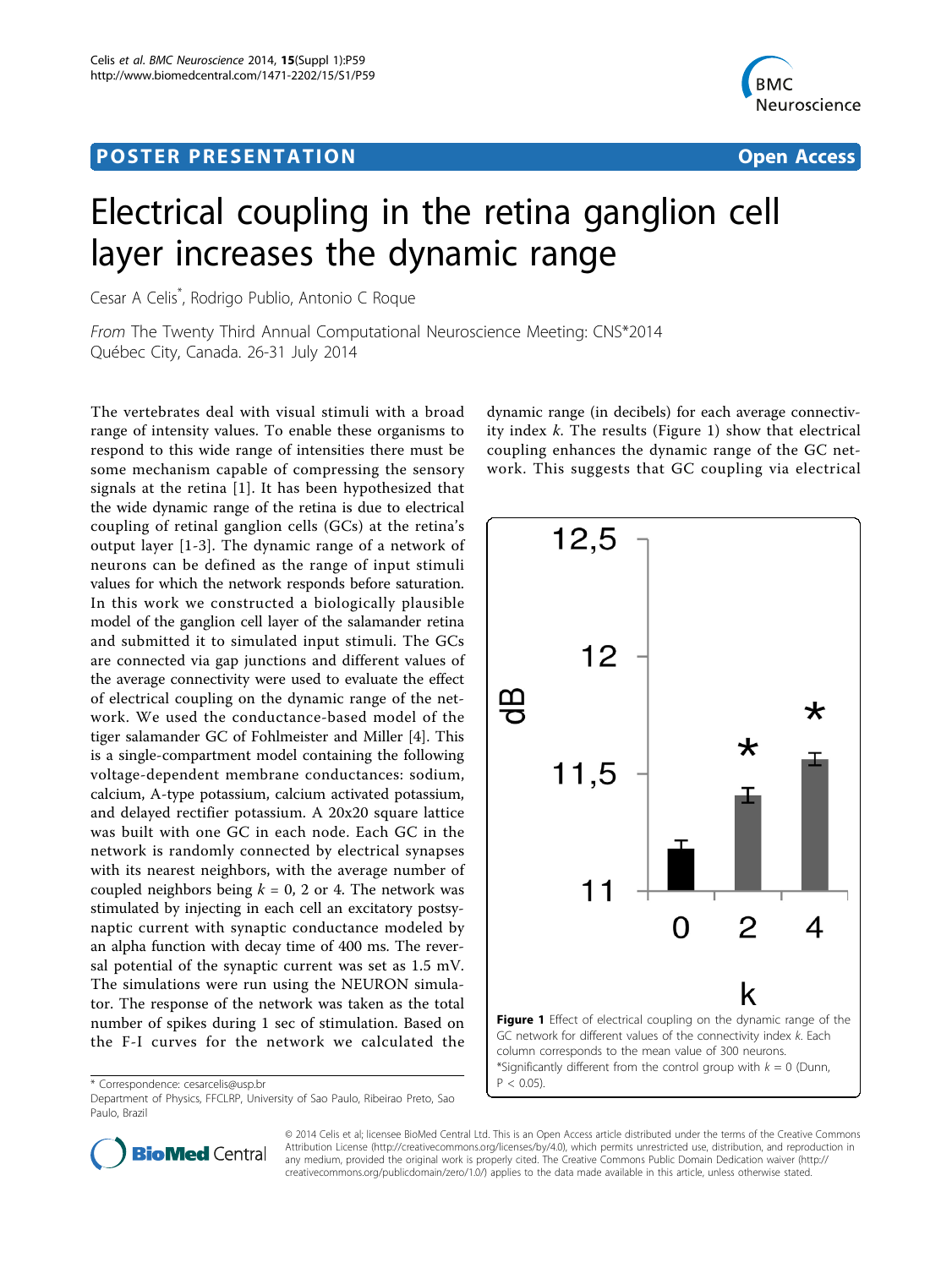POSTER PRESENTATION

Open Access

# Electrical coupling in the retina ganglion cell layer increases the dynamic range

Cesar A Celis*, Rodrigo Publio, Antonio C Roque

*From* The Twenty Third Annual Computational Neuroscience Meeting: CNS*2014
Québec City, Canada. 26-31 July 2014

The vertebrates deal with visual stimuli with a broad range of intensity values. To enable these organisms to respond to this wide range of intensities there must be some mechanism capable of compressing the sensory signals at the retina [1]. It has been hypothesized that the wide dynamic range of the retina is due to electrical coupling of retinal ganglion cells (GCs) at the retina's output layer [1-3]. The dynamic range of a network of neurons can be defined as the range of input stimuli values for which the network responds before saturation. In this work we constructed a biologically plausible model of the ganglion cell layer of the salamander retina and submitted it to simulated input stimuli. The GCs are connected via gap junctions and different values of the average connectivity were used to evaluate the effect of electrical coupling on the dynamic range of the network. We used the conductance-based model of the tiger salamander GC of Fohlmeister and Miller [4]. This is a single-compartment model containing the following voltage-dependent membrane conductances: sodium, calcium, A-type potassium, calcium activated potassium, and delayed rectifier potassium. A 20x20 square lattice was built with one GC in each node. Each GC in the network is randomly connected by electrical synapses with its nearest neighbors, with the average number of coupled neighbors being $k$ = 0, 2 or 4. The network was stimulated by injecting in each cell an excitatory postsynaptic current with synaptic conductance modeled by an alpha function with decay time of 400 ms. The reversal potential of the synaptic current was set as 1.5 mV. The simulations were run using the NEURON simulator. The response of the network was taken as the total number of spikes during 1 sec of stimulation. Based on the F-I curves for the network we calculated the dynamic range (in decibels) for each average connectivity index $k$. The results (Figure 1) show that electrical coupling enhances the dynamic range of the GC network. This suggests that GC coupling via electrical

**Figure 1** Effect of electrical coupling on the dynamic range of the GC network for different values of the connectivity index $k$. Each column corresponds to the mean value of 300 neurons. *Significantly different from the control group with $k$ = 0 (Dunn, $P < 0.05$).

* Correspondence: cesarcelis@usp.br
Department of Physics, FFCLRP, University of Sao Paulo, Ribeirao Preto, Sao Paulo, Brazil

© 2014 Celis et al; licensee BioMed Central Ltd. This is an Open Access article distributed under the terms of the Creative Commons Attribution License (http://creativecommons.org/licenses/by/4.0), which permits unrestricted use, distribution, and reproduction in any medium, provided the original work is properly cited. The Creative Commons Public Domain Dedication waiver (http://creativecommons.org/publicdomain/zero/1.0/) applies to the data made available in this article, unless otherwise stated.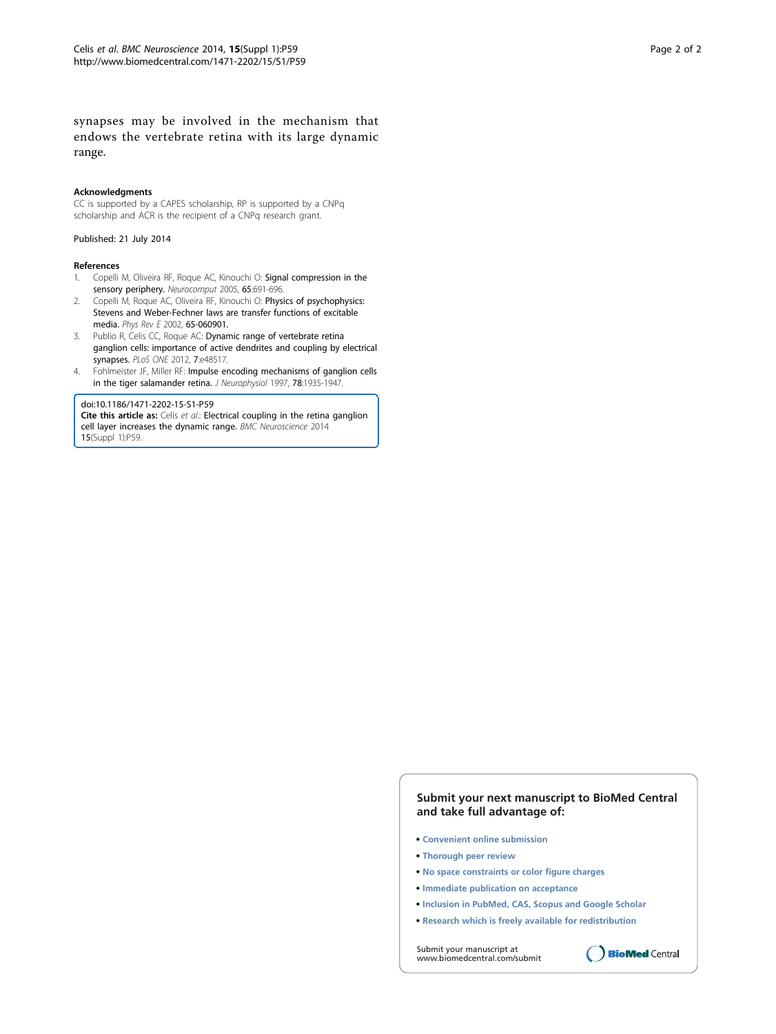synapses may be involved in the mechanism that endows the vertebrate retina with its large dynamic range.

### Acknowledgments

CC is supported by a CAPES scholarship, RP is supported by a CNPq scholarship and ACR is the recipient of a CNPq research grant.

Published: 21 July 2014

### References

1. Copelli M, Oliveira RF, Roque AC, Kinouchi O: **Signal compression in the sensory periphery.** *Neurocomput* 2005, **65**:691-696.
2. Copelli M, Roque AC, Oliveira RF, Kinouchi O: **Physics of psychophysics: Stevens and Weber-Fechner laws are transfer functions of excitable media.** *Phys Rev E* 2002, **65-060901**.
3. Publio R, Celis CC, Roque AC: **Dynamic range of vertebrate retina ganglion cells: importance of active dendrites and coupling by electrical synapses.** *PLoS ONE* 2012, **7**:e48517.
4. Fohlmeister JF, Miller RF: **Impulse encoding mechanisms of ganglion cells in the tiger salamander retina.** *J Neurophysiol* 1997, **78**:1935-1947.

doi:10.1186/1471-2202-15-S1-P59

**Cite this article as:** Celis *et al.*: Electrical coupling in the retina ganglion cell layer increases the dynamic range. *BMC Neuroscience* 2014 **15**(Suppl 1):P59.

**Submit your next manuscript to BioMed Central and take full advantage of:**

- **Convenient online submission**
- **Thorough peer review**
- **No space constraints or color figure charges**
- **Immediate publication on acceptance**
- **Inclusion in PubMed, CAS, Scopus and Google Scholar**
- **Research which is freely available for redistribution**

Submit your manuscript at www.biomedcentral.com/submit

BioMed Central